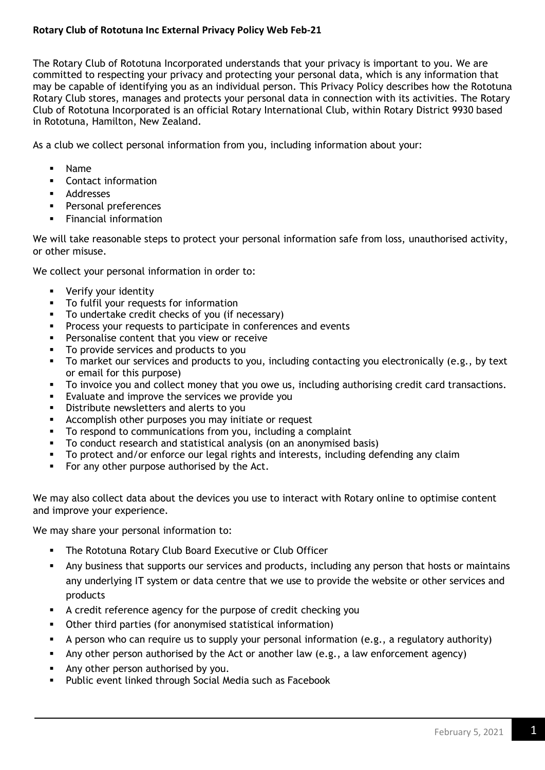**Rotary Club of Rototuna Inc External Privacy Policy Web Feb-21**

The Rotary Club of Rototuna Incorporated understands that your privacy is important to you. We are committed to respecting your privacy and protecting your personal data, which is any information that may be capable of identifying you as an individual person. This Privacy Policy describes how the Rototuna Rotary Club stores, manages and protects your personal data in connection with its activities. The Rotary Club of Rototuna Incorporated is an official Rotary International Club, within Rotary District 9930 based in Rototuna, Hamilton, New Zealand.

As a club we collect personal information from you, including information about your:

- Name
- Contact information
- Addresses
- Personal preferences
- Financial information

We will take reasonable steps to protect your personal information safe from loss, unauthorised activity, or other misuse.

We collect your personal information in order to:

- Verify your identity
- To fulfil your requests for information
- To undertake credit checks of you (if necessary)
- Process your requests to participate in conferences and events
- Personalise content that you view or receive
- To provide services and products to you
- To market our services and products to you, including contacting you electronically (e.g., by text or email for this purpose)
- To invoice you and collect money that you owe us, including authorising credit card transactions.
- Evaluate and improve the services we provide you
- Distribute newsletters and alerts to you
- Accomplish other purposes you may initiate or request
- To respond to communications from you, including a complaint
- To conduct research and statistical analysis (on an anonymised basis)
- To protect and/or enforce our legal rights and interests, including defending any claim
- For any other purpose authorised by the Act.

We may also collect data about the devices you use to interact with Rotary online to optimise content and improve your experience.

We may share your personal information to:

- The Rototuna Rotary Club Board Executive or Club Officer
- Any business that supports our services and products, including any person that hosts or maintains any underlying IT system or data centre that we use to provide the website or other services and products
- A credit reference agency for the purpose of credit checking you
- Other third parties (for anonymised statistical information)
- A person who can require us to supply your personal information (e.g., a regulatory authority)
- Any other person authorised by the Act or another law (e.g., a law enforcement agency)
- Any other person authorised by you.
- Public event linked through Social Media such as Facebook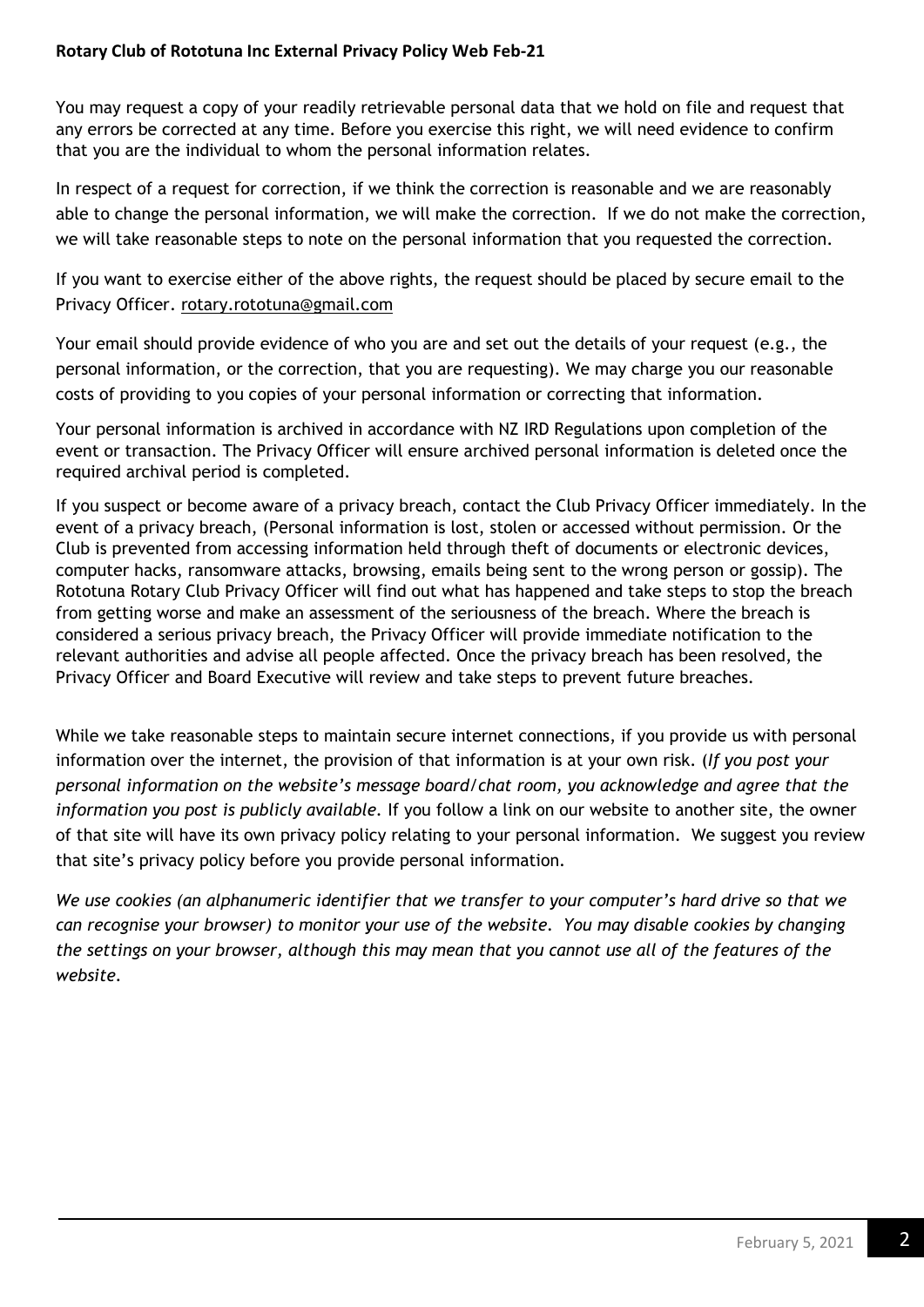You may request a copy of your readily retrievable personal data that we hold on file and request that any errors be corrected at any time. Before you exercise this right, we will need evidence to confirm that you are the individual to whom the personal information relates.

In respect of a request for correction, if we think the correction is reasonable and we are reasonably able to change the personal information, we will make the correction. If we do not make the correction, we will take reasonable steps to note on the personal information that you requested the correction.

If you want to exercise either of the above rights, the request should be placed by secure email to the Privacy Officer. rotary.rototuna@gmail.com

Your email should provide evidence of who you are and set out the details of your request (e.g., the personal information, or the correction, that you are requesting). We may charge you our reasonable costs of providing to you copies of your personal information or correcting that information.

Your personal information is archived in accordance with NZ IRD Regulations upon completion of the event or transaction. The Privacy Officer will ensure archived personal information is deleted once the required archival period is completed.

If you suspect or become aware of a privacy breach, contact the Club Privacy Officer immediately. In the event of a privacy breach, (Personal information is lost, stolen or accessed without permission. Or the Club is prevented from accessing information held through theft of documents or electronic devices, computer hacks, ransomware attacks, browsing, emails being sent to the wrong person or gossip). The Rototuna Rotary Club Privacy Officer will find out what has happened and take steps to stop the breach from getting worse and make an assessment of the seriousness of the breach. Where the breach is considered a serious privacy breach, the Privacy Officer will provide immediate notification to the relevant authorities and advise all people affected. Once the privacy breach has been resolved, the Privacy Officer and Board Executive will review and take steps to prevent future breaches.

While we take reasonable steps to maintain secure internet connections, if you provide us with personal information over the internet, the provision of that information is at your own risk. (*If you post your personal information on the website's message board/chat room, you acknowledge and agree that the information you post is publicly available.* If you follow a link on our website to another site, the owner of that site will have its own privacy policy relating to your personal information. We suggest you review that site's privacy policy before you provide personal information.

*We use cookies (an alphanumeric identifier that we transfer to your computer's hard drive so that we can recognise your browser) to monitor your use of the website. You may disable cookies by changing the settings on your browser, although this may mean that you cannot use all of the features of the website.*